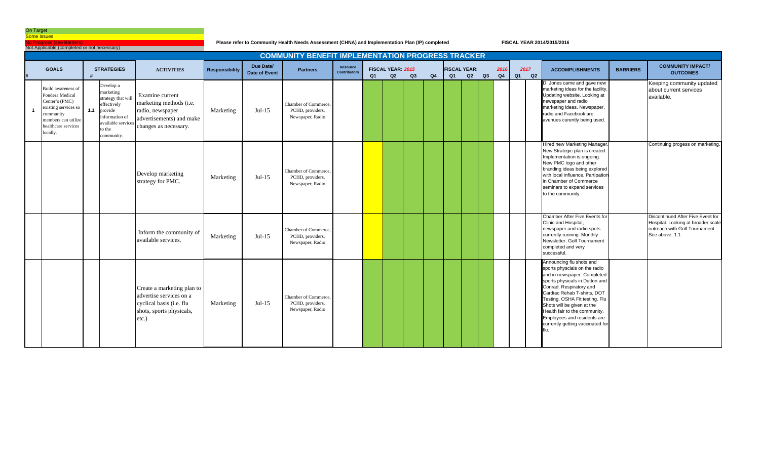On Target
Some Issues
No Progress (see Barriers)
Not Applicable (completed or not necessary)

Please refer to Community Health Needs Assessment (CHNA) and Implementation Plan (IP) completed

FISCAL YEAR 2014/2015/2016

## COMMUNITY BENEFIT IMPLEMENTATION PROGRESS TRACKER

| # | GOALS | # | STRATEGIES | ACTIVITIES | Responsibility | Due Date/ Date of Event | Partners | Resource Contributors | FISCAL YEAR: 2015 Q1 | Q2 | Q3 | Q4 | FISCAL YEAR: Q1 | Q2 | Q3 | 2016 Q4 | 2017 Q1 | Q2 | ACCOMPLISHMENTS | BARRIERS | COMMUNITY IMPACT/ OUTCOMES |
|---|---|---|---|---|---|---|---|---|---|---|---|---|---|---|---|---|---|---|---|---|---|
| 1 | Build awareness of Pondera Medical Center's (PMC) existing services so community members can utilize healthcare services locally. | 1.1 | Develop a marketing strategy that will effectively provide information of available services to the community. | Examine current marketing methods (i.e. radio, newspaper advertisements) and make changes as necessary. | Marketing | Jul-15 | Chamber of Commerce, PCHD, providers, Newspaper, Radio | | | | | | | | | | | | D. Jones came and gave new marketing ideas for the facility. Updating website. Looking at newspaper and radio marketing ideas. Newspaper, radio and Facebook are avenues curently being used. | | Keeping community updated about current services available. |
| | | | | Develop marketing strategy for PMC. | Marketing | Jul-15 | Chamber of Commerce, PCHD, providers, Newspaper, Radio | | | | | | | | | | | | Hired new Marketing Manager. New Strategic plan is created. Implementation is ongoing. New PMC logo and other branding ideas being explored with local influence. Partipation in Chamber of Commerce seminars to expand services to the community. | | Continuing progess on marketing. |
| | | | | Inform the community of available services. | Marketing | Jul-15 | Chamber of Commerce, PCHD, providers, Newspaper, Radio | | | | | | | | | | | | Chamber After Five Events for Clinic and Hospital, newspaper and radio spots currently running. Monthly Newsletter. Golf Tournament completed and very successful. | | Discontinued After Five Event for Hospital. Looking at broader scale outreach with Golf Tournament. See above. 1.1. |
| | | | | Create a marketing plan to advertise services on a cyclical basis (i.e. flu shots, sports physicals, etc.) | Marketing | Jul-15 | Chamber of Commerce, PCHD, providers, Newspaper, Radio | | | | | | | | | | | | Announcing flu shots and sports physcials on the radio and in newspaper. Completed sports physicals in Dutton and Conrad. Respiratory and Cardiac Rehab T-shirts, DOT Testing, OSHA Fit testing. Flu Shots will be given at the Health fair to the community. Employees and residents are currently getting vaccinated for flu. | | |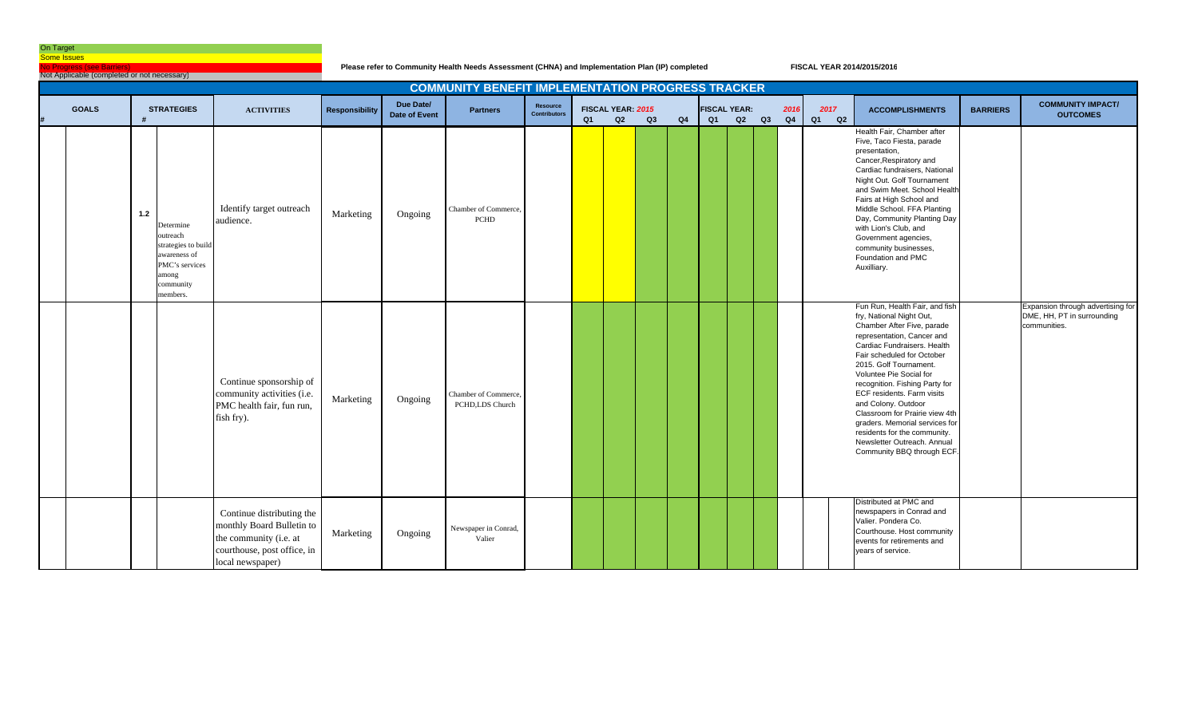On Target
Some Issues
No Progress (see Barriers)
Not Applicable (completed or not necessary)

**Please refer to Community Health Needs Assessment (CHNA) and Implementation Plan (IP) completed**

**FISCAL YEAR 2014/2015/2016**

## COMMUNITY BENEFIT IMPLEMENTATION PROGRESS TRACKER

| # | GOALS | # | STRATEGIES | ACTIVITIES | Responsibility | Due Date/ Date of Event | Partners | Resource Contributors | FISCAL YEAR: 2015 Q1 | Q2 | Q3 | Q4 | FISCAL YEAR: 2016 Q1 | Q2 | Q3 | Q4 | 2017 Q1 | Q2 | ACCOMPLISHMENTS | BARRIERS | COMMUNITY IMPACT/ OUTCOMES |
|---|---|---|---|---|---|---|---|---|---|---|---|---|---|---|---|---|---|---|---|---|---|
| | | 1.2 | Determine outreach strategies to build awareness of PMC's services among community members. | Identify target outreach audience. | Marketing | Ongoing | Chamber of Commerce, PCHD | | | | | | | | | | | | Health Fair, Chamber after Five, Taco Fiesta, parade presentation, Cancer,Respiratory and Cardiac fundraisers, National Night Out. Golf Tournament and Swim Meet. School Health Fairs at High School and Middle School. FFA Planting Day, Community Planting Day with Lion's Club, and Government agencies, community businesses, Foundation and PMC Auxilliary. | | |
| | | | | Continue sponsorship of community activities (i.e. PMC health fair, fun run, fish fry). | Marketing | Ongoing | Chamber of Commerce, PCHD,LDS Church | | | | | | | | | | | | Fun Run, Health Fair, and fish fry, National Night Out, Chamber After Five, parade representation, Cancer and Cardiac Fundraisers. Health Fair scheduled for October 2015. Golf Tournament. Voluntee Pie Social for recognition. Fishing Party for ECF residents. Farm visits and Colony. Outdoor Classroom for Prairie view 4th graders. Memorial services for residents for the community. Newsletter Outreach. Annual Community BBQ through ECF. | | Expansion through advertising for DME, HH, PT in surrounding communities. |
| | | | | Continue distributing the monthly Board Bulletin to the community (i.e. at courthouse, post office, in local newspaper) | Marketing | Ongoing | Newspaper in Conrad, Valier | | | | | | | | | | | | Distributed at PMC and newspapers in Conrad and Valier. Pondera Co. Courthouse. Host community events for retirements and years of service. | | |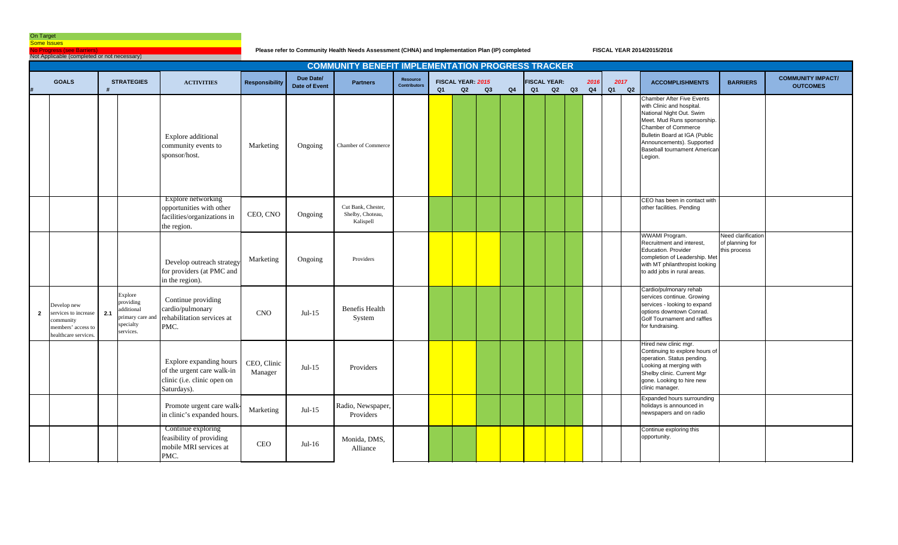On Target
Some Issues
No Progress (see Barriers)
Not Applicable (completed or not necessary)

**Please refer to Community Health Needs Assessment (CHNA) and Implementation Plan (IP) completed**

**FISCAL YEAR 2014/2015/2016**

## COMMUNITY BENEFIT IMPLEMENTATION PROGRESS TRACKER

| # | GOALS | # | STRATEGIES | ACTIVITIES | Responsibility | Due Date/ Date of Event | Partners | Resource Contributors | FISCAL YEAR: 2015 Q1 | Q2 | Q3 | Q4 | FISCAL YEAR: 2016 Q1 | Q2 | Q3 | Q4 | 2017 Q1 | Q2 | ACCOMPLISHMENTS | BARRIERS | COMMUNITY IMPACT/ OUTCOMES |
|---|---|---|---|---|---|---|---|---|---|---|---|---|---|---|---|---|---|---|---|---|---|
| | | | | Explore additional community events to sponsor/host. | Marketing | Ongoing | Chamber of Commerce | | | | | | | | | | | | Chamber After Five Events with Clinic and hospital. National Night Out. Swim Meet. Mud Runs sponsorship. Chamber of Commerce Bulletin Board at IGA (Public Announcements). Supported Baseball tournament American Legion. | | |
| | | | | Explore networking opportunities with other facilities/organizations in the region. | CEO, CNO | Ongoing | Cut Bank, Chester, Shelby, Choteau, Kalispell | | | | | | | | | | | | CEO has been in contact with other facilities. Pending | | |
| | | | | Develop outreach strategy for providers (at PMC and in the region). | Marketing | Ongoing | Providers | | | | | | | | | | | | WWAMI Program. Recruitment and interest, Education. Provider completion of Leadership. Met with MT philanthropist looking to add jobs in rural areas. | Need clarification of planning for this process | |
| 2 | Develop new services to increase community members' access to healthcare services. | 2.1 | Explore providing additional primary care and specialty services. | Continue providing cardio/pulmonary rehabilitation services at PMC. | CNO | Jul-15 | Benefis Health System | | | | | | | | | | | | Cardio/pulmonary rehab services continue. Growing services - looking to expand options downtown Conrad. Golf Tournament and raffles for fundraising. | | |
| | | | | Explore expanding hours of the urgent care walk-in clinic (i.e. clinic open on Saturdays). | CEO, Clinic Manager | Jul-15 | Providers | | | | | | | | | | | | Hired new clinic mgr. Continuing to explore hours of operation. Status pending. Looking at merging with Shelby clinic. Current Mgr gone. Looking to hire new clinic manager. | | |
| | | | | Promote urgent care walk-in clinic's expanded hours. | Marketing | Jul-15 | Radio, Newspaper, Providers | | | | | | | | | | | | Expanded hours surrounding holidays is announced in newspapers and on radio | | |
| | | | | Continue exploring feasibility of providing mobile MRI services at PMC. | CEO | Jul-16 | Monida, DMS, Alliance | | | | | | | | | | | | Continue exploring this opportunity. | | |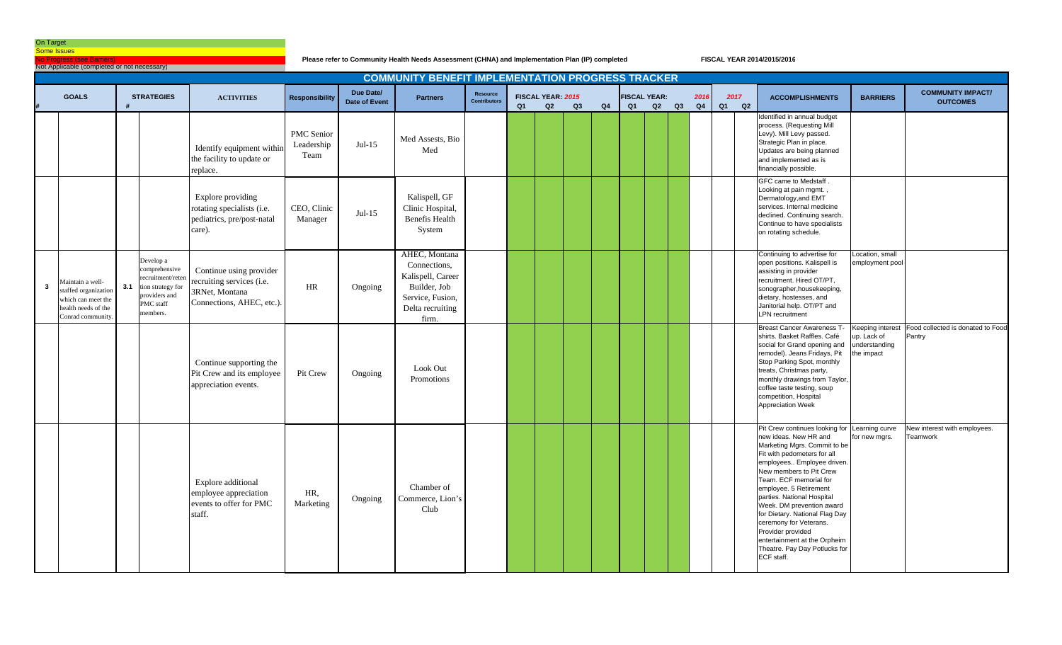On Target
Some Issues
No Progress (see Barriers)
Not Applicable (completed or not necessary)

**Please refer to Community Health Needs Assessment (CHNA) and Implementation Plan (IP) completed**

**FISCAL YEAR 2014/2015/2016**

## COMMUNITY BENEFIT IMPLEMENTATION PROGRESS TRACKER

| # | GOALS | # | STRATEGIES | ACTIVITIES | Responsibility | Due Date/ Date of Event | Partners | Resource Contributors | FISCAL YEAR: 2015 Q1 | Q2 | Q3 | Q4 | FISCAL YEAR: Q1 | Q2 | Q3 | 2016 Q4 | 2017 Q1 | Q2 | ACCOMPLISHMENTS | BARRIERS | COMMUNITY IMPACT/ OUTCOMES |
|---|---|---|---|---|---|---|---|---|---|---|---|---|---|---|---|---|---|---|---|---|---|
| | | | | Identify equipment within the facility to update or replace. | PMC Senior Leadership Team | Jul-15 | Med Assests, Bio Med | | | | | | | | | | | | Identified in annual budget process. (Requesting Mill Levy). Mill Levy passed. Strategic Plan in place. Updates are being planned and implemented as is financially possible. | | |
| | | | | Explore providing rotating specialists (i.e. pediatrics, pre/post-natal care). | CEO, Clinic Manager | Jul-15 | Kalispell, GF Clinic Hospital, Benefis Health System | | | | | | | | | | | | GFC came to Medstaff . Looking at pain mgmt. , Dermatology,and EMT services. Internal medicine declined. Continuing search. Continue to have specialists on rotating schedule. | | |
| 3 | Maintain a well-staffed organization which can meet the health needs of the Conrad community. | 3.1 | Develop a comprehensive recruitment/retention strategy for providers and PMC staff members. | Continue using provider recruiting services (i.e. 3RNet, Montana Connections, AHEC, etc.). | HR | Ongoing | AHEC, Montana Connections, Kalispell, Career Builder, Job Service, Fusion, Delta recruiting firm. | | | | | | | | | | | | Continuing to advertise for open positions. Kalispell is assisting in provider recruitment. Hired OT/PT, sonographer,housekeeping, dietary, hostesses, and Janitorial help. OT/PT and LPN recruitment | Location, small employment pool | |
| | | | | Continue supporting the Pit Crew and its employee appreciation events. | Pit Crew | Ongoing | Look Out Promotions | | | | | | | | | | | | Breast Cancer Awareness T-shirts. Basket Raffles. Café social for Grand opening and remodel). Jeans Fridays, Pit Stop Parking Spot, monthly treats, Christmas party, monthly drawings from Taylor, coffee taste testing, soup competition, Hospital Appreciation Week | Keeping interest up. Lack of understanding the impact | Food collected is donated to Food Pantry |
| | | | | Explore additional employee appreciation events to offer for PMC staff. | HR, Marketing | Ongoing | Chamber of Commerce, Lion's Club | | | | | | | | | | | | Pit Crew continues looking for new ideas. New HR and Marketing Mgrs. Commit to be Fit with pedometers for all employees.. Employee driven. New members to Pit Crew Team. ECF memorial for employee. 5 Retirement parties. National Hospital Week. DM prevention award for Dietary. National Flag Day ceremony for Veterans. Provider provided entertainment at the Orpheim Theatre. Pay Day Potlucks for ECF staff. | Learning curve for new mgrs. | New interest with employees. Teamwork |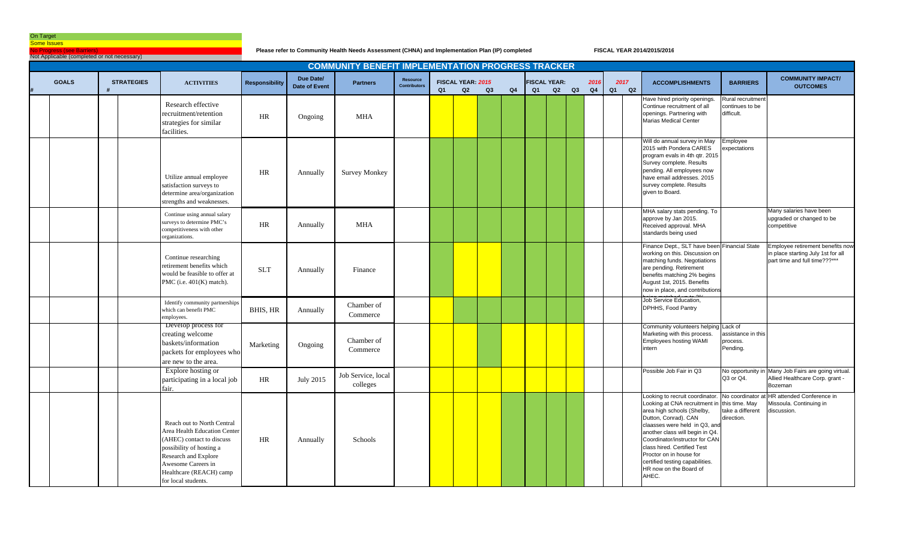On Target
Some Issues
No Progress (see Barriers)
Not Applicable (completed or not necessary)

**Please refer to Community Health Needs Assessment (CHNA) and Implementation Plan (IP) completed**

**FISCAL YEAR 2014/2015/2016**

## COMMUNITY BENEFIT IMPLEMENTATION PROGRESS TRACKER

| # | GOALS | # | STRATEGIES | ACTIVITIES | Responsibility | Due Date/ Date of Event | Partners | Resource Contributors | FISCAL YEAR: 2015 Q1 | Q2 | Q3 | Q4 | FISCAL YEAR: Q1 | Q2 | Q3 | 2016 Q4 | 2017 Q1 | Q2 | ACCOMPLISHMENTS | BARRIERS | COMMUNITY IMPACT/ OUTCOMES |
|---|---|---|---|---|---|---|---|---|---|---|---|---|---|---|---|---|---|---|---|---|---|
| | | | | Research effective recruitment/retention strategies for similar facilities. | HR | Ongoing | MHA | | | | | | | | | | | | Have hired priority openings. Continue recruitment of all openings. Partnering with Marias Medical Center | Rural recruitment continues to be difficult. | |
| | | | | Utilize annual employee satisfaction surveys to determine area/organization strengths and weaknesses. | HR | Annually | Survey Monkey | | | | | | | | | | | | Will do annual survey in May 2015 with Pondera CARES program evals in 4th qtr. 2015 Survey complete. Results pending. All employees now have email addresses. 2015 survey complete. Results given to Board. | Employee expectations | |
| | | | | Continue using annual salary surveys to determine PMC's competitiveness with other organizations. | HR | Annually | MHA | | | | | | | | | | | | MHA salary stats pending. To approve by Jan 2015. Received approval. MHA standards being used | | Many salaries have been upgraded or changed to be competitive |
| | | | | Continue researching retirement benefits which would be feasible to offer at PMC (i.e. 401(K) match). | SLT | Annually | Finance | | | | | | | | | | | | Finance Dept., SLT have been working on this. Discussion on matching funds. Negotiations are pending. Retirement benefits matching 2% begins August 1st, 2015. Benefits now in place, and contributions being matched up to 2% | Financial State | Employee retirement benefits now in place starting July 1st for all part time and full time???*** |
| | | | | Identify community partnerships which can benefit PMC employees. | BHIS, HR | Annually | Chamber of Commerce | | | | | | | | | | | | Job Service Education, DPHHS, Food Pantry | | |
| | | | | Develop process for creating welcome baskets/information packets for employees who are new to the area. | Marketing | Ongoing | Chamber of Commerce | | | | | | | | | | | | Community volunteers helping Marketing with this process. Employees hosting WAMI intern | Lack of assistance in this process. Pending. | |
| | | | | Explore hosting or participating in a local job fair. | HR | July 2015 | Job Service, local colleges | | | | | | | | | | | | Possible Job Fair in Q3 | No opportunity in Q3 or Q4. | Many Job Fairs are going virtual. Allied Healthcare Corp. grant - Bozeman |
| | | | | Reach out to North Central Area Health Education Center (AHEC) contact to discuss possibility of hosting a Research and Explore Awesome Careers in Healthcare (REACH) camp for local students. | HR | Annually | Schools | | | | | | | | | | | | Looking to recruit coordinator. Looking at CNA recruitment in area high schools (Shelby, Dutton, Conrad). CAN claasses were held in Q3, and another class will begin in Q4. Coordinator/instructor for CAN class hired. Certified Test Proctor on in house for certified testing capabilities. HR now on the Board of AHEC. | No coordinator at this time. May take a different direction. | HR attended Conference in Missoula. Continuing in discussion. |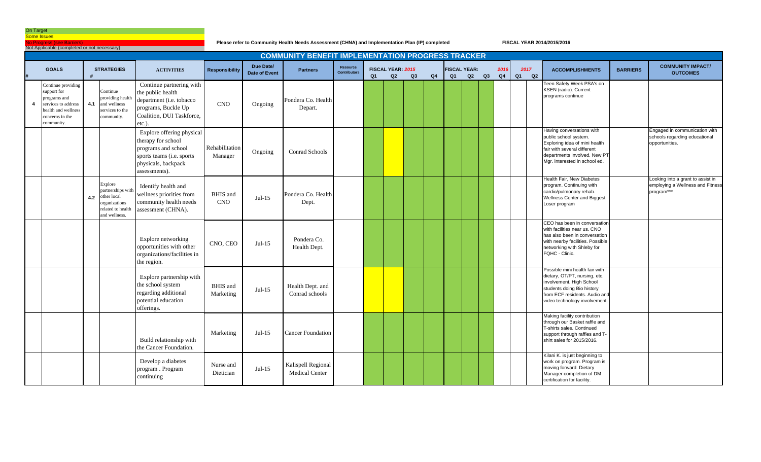On Target
Some Issues
No Progress (see Barriers)
Not Applicable (completed or not necessary)

**Please refer to Community Health Needs Assessment (CHNA) and Implementation Plan (IP) completed**

**FISCAL YEAR 2014/2015/2016**

## COMMUNITY BENEFIT IMPLEMENTATION PROGRESS TRACKER

| # | GOALS | # | STRATEGIES | ACTIVITIES | Responsibility | Due Date/ Date of Event | Partners | Resource Contributors | FISCAL YEAR: 2015 | | | | FISCAL YEAR: 2016 | | | | 2017 | | ACCOMPLISHMENTS | BARRIERS | COMMUNITY IMPACT/ OUTCOMES |
|---|---|---|---|---|---|---|---|---|---|---|---|---|---|---|---|---|---|---|---|---|---|
| | | | | | | | | | Q1 | Q2 | Q3 | Q4 | Q1 | Q2 | Q3 | Q4 | Q1 | Q2 | | | |
| 4 | Continue providing support for programs and services to address health and wellness concerns in the community. | 4.1 | Continue providing health and wellness services to the community. | Continue partnering with the public health department (i.e. tobacco programs, Buckle Up Coalition, DUI Taskforce, etc.). | CNO | Ongoing | Pondera Co. Health Depart. | | | | | | | | | | | | Teen Safety Week PSA's on KSEN (radio). Current programs continue | | |
| | | | | Explore offering physical therapy for school programs and school sports teams (i.e. sports physicals, backpack assessments). | Rehabilitation Manager | Ongoing | Conrad Schools | | | | | | | | | | | | Having conversations with public school system. Exploring idea of mini health fair with several different departments involved. New PT Mgr. interested in school ed. | | Engaged in communication with schools regarding educational opportunities. |
| | | 4.2 | Explore partnerships with other local organizations related to health and wellness. | Identify health and wellness priorities from community health needs assessment (CHNA). | BHIS and CNO | Jul-15 | Pondera Co. Health Dept. | | | | | | | | | | | | Health Fair, New Diabetes program. Continuing with cardio/pulmonary rehab. Wellness Center and Biggest Loser program | | Looking into a grant to assist in employing a Wellness and Fitness program*** |
| | | | | Explore networking opportunities with other organizations/facilities in the region. | CNO, CEO | Jul-15 | Pondera Co. Health Dept. | | | | | | | | | | | | CEO has been in conversation with facilities near us. CNO has also been in conversation with nearby facilities. Possible networking with Shleby for FQHC - Clinic. | | |
| | | | | Explore partnership with the school system regarding additional potential education offerings. | BHIS and Marketing | Jul-15 | Health Dept. and Conrad schools | | | | | | | | | | | | Possible mini health fair with dietary, OT/PT, nursing, etc. involvement. High School students doing Bio history from ECF residents. Audio and video technology involvement. | | |
| | | | | Build relationship with the Cancer Foundation. | Marketing | Jul-15 | Cancer Foundation | | | | | | | | | | | | Making facility contribution through our Basket raffle and T-shirts sales. Continued support through raffles and T-shirt sales for 2015/2016. | | |
| | | | | Develop a diabetes program . Program continuing | Nurse and Dietician | Jul-15 | Kalispell Regional Medical Center | | | | | | | | | | | | Kilani K. is just beginning to work on program. Program is moving forward. Dietary Manager completion of DM certification for facility. | | |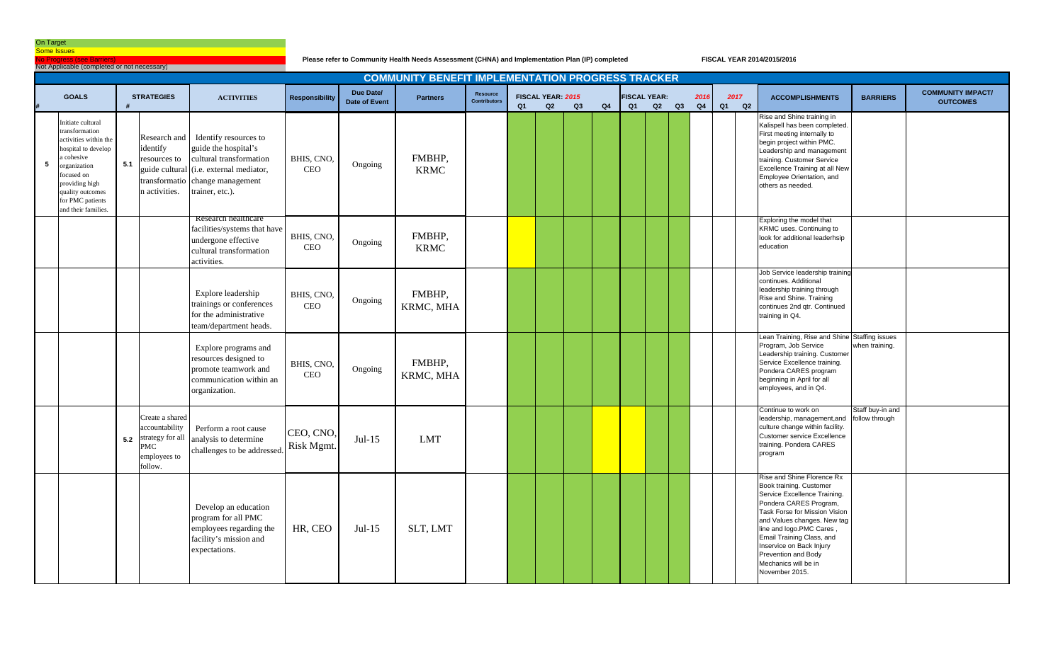On Target
Some Issues
No Progress (see Barriers)
Not Applicable (completed or not necessary)

**Please refer to Community Health Needs Assessment (CHNA) and Implementation Plan (IP) completed**

**FISCAL YEAR 2014/2015/2016**

## COMMUNITY BENEFIT IMPLEMENTATION PROGRESS TRACKER

| # | GOALS | # | STRATEGIES | ACTIVITIES | Responsibility | Due Date/ Date of Event | Partners | Resource Contributors | FISCAL YEAR: 2015 Q1 | Q2 | Q3 | Q4 | FISCAL YEAR: 2016 Q1 | Q2 | Q3 | Q4 | 2017 Q1 | Q2 | ACCOMPLISHMENTS | BARRIERS | COMMUNITY IMPACT/ OUTCOMES |
|---|---|---|---|---|---|---|---|---|---|---|---|---|---|---|---|---|---|---|---|---|---|
| 5 | Initiate cultural transformation activities within the hospital to develop a cohesive organization focused on providing high quality outcomes for PMC patients and their families. | 5.1 | Research and identify resources to guide cultural transformation activities. | Identify resources to guide the hospital's cultural transformation (i.e. external mediator, change management trainer, etc.). | BHIS, CNO, CEO | Ongoing | FMBHP, KRMC | | | | | | | | | | | | Rise and Shine training in Kalispell has been completed. First meeting internally to begin project within PMC. Leadership and management training. Customer Service Excellence Training at all New Employee Orientation, and others as needed. | | |
| | | | | Research healthcare facilities/systems that have undergone effective cultural transformation activities. | BHIS, CNO, CEO | Ongoing | FMBHP, KRMC | | | | | | | | | | | | Exploring the model that KRMC uses. Continuing to look for additional leaderhsip education | | |
| | | | | Explore leadership trainings or conferences for the administrative team/department heads. | BHIS, CNO, CEO | Ongoing | FMBHP, KRMC, MHA | | | | | | | | | | | | Job Service leadership training continues. Additional leadership training through Rise and Shine. Training continues 2nd qtr. Continued training in Q4. | | |
| | | | | Explore programs and resources designed to promote teamwork and communication within an organization. | BHIS, CNO, CEO | Ongoing | FMBHP, KRMC, MHA | | | | | | | | | | | | Lean Training, Rise and Shine Program, Job Service Leadership training. Customer Service Excellence training. Pondera CARES program beginning in April for all employees, and in Q4. | Staffing issues when training. | |
| | | 5.2 | Create a shared accountability strategy for all PMC employees to follow. | Perform a root cause analysis to determine challenges to be addressed. | CEO, CNO, Risk Mgmt. | Jul-15 | LMT | | | | | | | | | | | | Continue to work on leadership, management,and culture change within facility. Customer service Excellence training. Pondera CARES program | Staff buy-in and follow through | |
| | | | | Develop an education program for all PMC employees regarding the facility's mission and expectations. | HR, CEO | Jul-15 | SLT, LMT | | | | | | | | | | | | Rise and Shine Florence Rx Book training. Customer Service Excellence Training. Pondera CARES Program, Task Forse for Mission Vision and Values changes. New tag line and logo.PMC Cares , Email Training Class, and Inservice on Back Injury Prevention and Body Mechanics will be in November 2015. | | |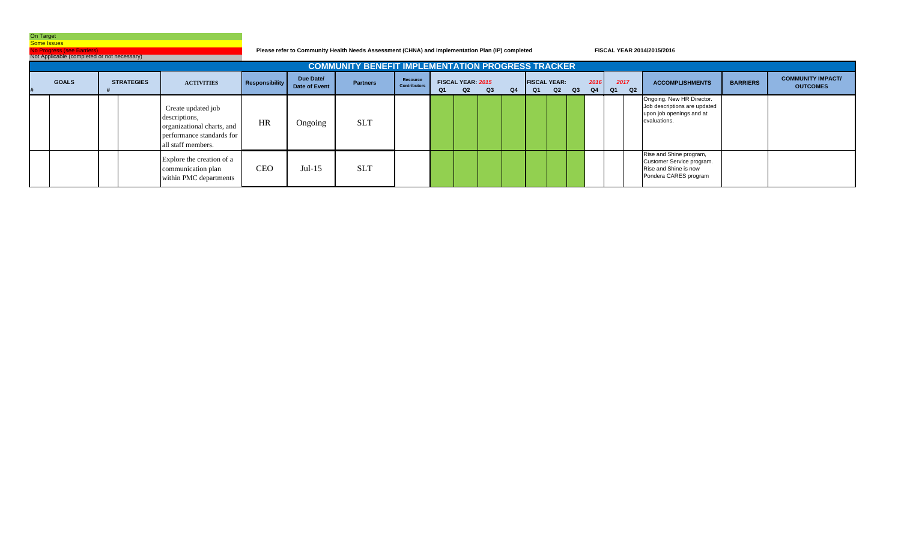On Target
Some Issues
No Progress (see Barriers)
Not Applicable (completed or not necessary)

**Please refer to Community Health Needs Assessment (CHNA) and Implementation Plan (IP) completed**

**FISCAL YEAR 2014/2015/2016**

## COMMUNITY BENEFIT IMPLEMENTATION PROGRESS TRACKER

| # | GOALS | # | STRATEGIES | ACTIVITIES | Responsibility | Due Date/ Date of Event | Partners | Resource Contributors | FISCAL YEAR: 2015 Q1 | Q2 | Q3 | Q4 | FISCAL YEAR: 2016 Q1 | Q2 | Q3 | Q4 | 2017 Q1 | Q2 | ACCOMPLISHMENTS | BARRIERS | COMMUNITY IMPACT/ OUTCOMES |
|---|---|---|---|---|---|---|---|---|---|---|---|---|---|---|---|---|---|---|---|---|---|
| | | | | Create updated job descriptions, organizational charts, and performance standards for all staff members. | HR | Ongoing | SLT | | | | | | | | | | | | Ongoing. New HR Director. Job descriptions are updated upon job openings and at evaluations. | | |
| | | | | Explore the creation of a communication plan within PMC departments | CEO | Jul-15 | SLT | | | | | | | | | | | | Rise and Shine program, Customer Service program. Rise and Shine is now Pondera CARES program | | |